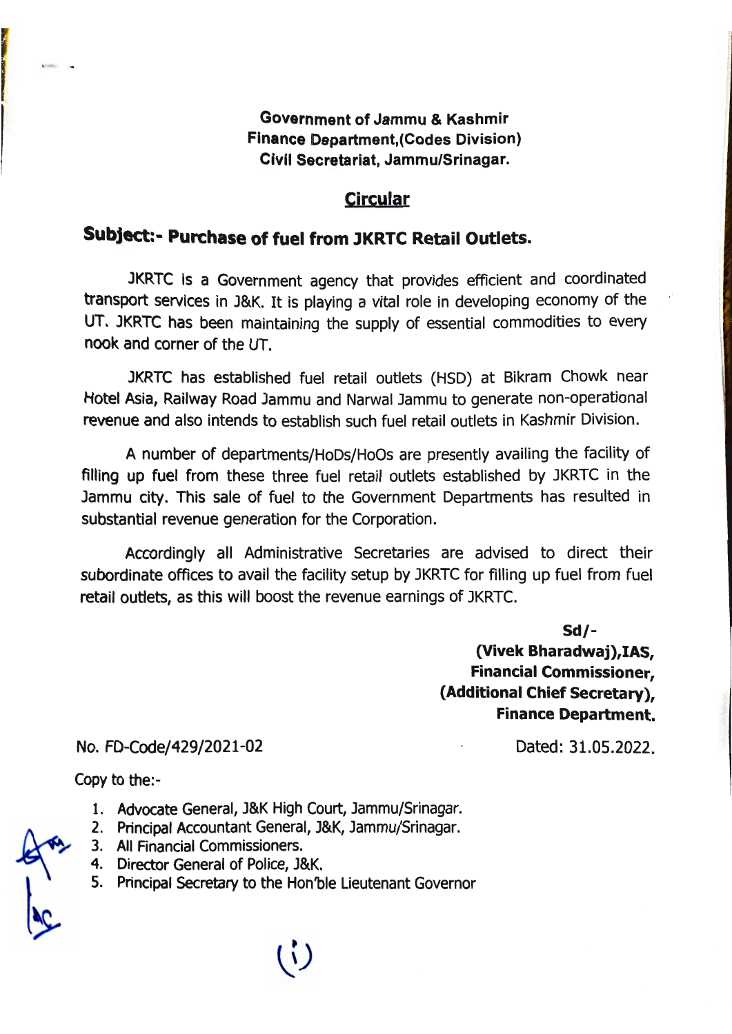**Government of Jammu & Kashmir**
**Finance Department,(Codes Division)**
**Civil Secretariat, Jammu/Srinagar.**

## Circular

**Subject:- Purchase of fuel from JKRTC Retail Outlets.**

JKRTC is a Government agency that provides efficient and coordinated transport services in J&K. It is playing a vital role in developing economy of the UT. JKRTC has been maintaining the supply of essential commodities to every nook and corner of the UT.

JKRTC has established fuel retail outlets (HSD) at Bikram Chowk near Hotel Asia, Railway Road Jammu and Narwal Jammu to generate non-operational revenue and also intends to establish such fuel retail outlets in Kashmir Division.

A number of departments/HoDs/HoOs are presently availing the facility of filling up fuel from these three fuel retail outlets established by JKRTC in the Jammu city. This sale of fuel to the Government Departments has resulted in substantial revenue generation for the Corporation.

Accordingly all Administrative Secretaries are advised to direct their subordinate offices to avail the facility setup by JKRTC for filling up fuel from fuel retail outlets, as this will boost the revenue earnings of JKRTC.

**Sd/-**
**(Vivek Bharadwaj),IAS,**
**Financial Commissioner,**
**(Additional Chief Secretary),**
**Finance Department.**

No. FD-Code/429/2021-02 Dated: 31.05.2022.

Copy to the:-

1. Advocate General, J&K High Court, Jammu/Srinagar.
2. Principal Accountant General, J&K, Jammu/Srinagar.
3. All Financial Commissioners.
4. Director General of Police, J&K.
5. Principal Secretary to the Hon'ble Lieutenant Governor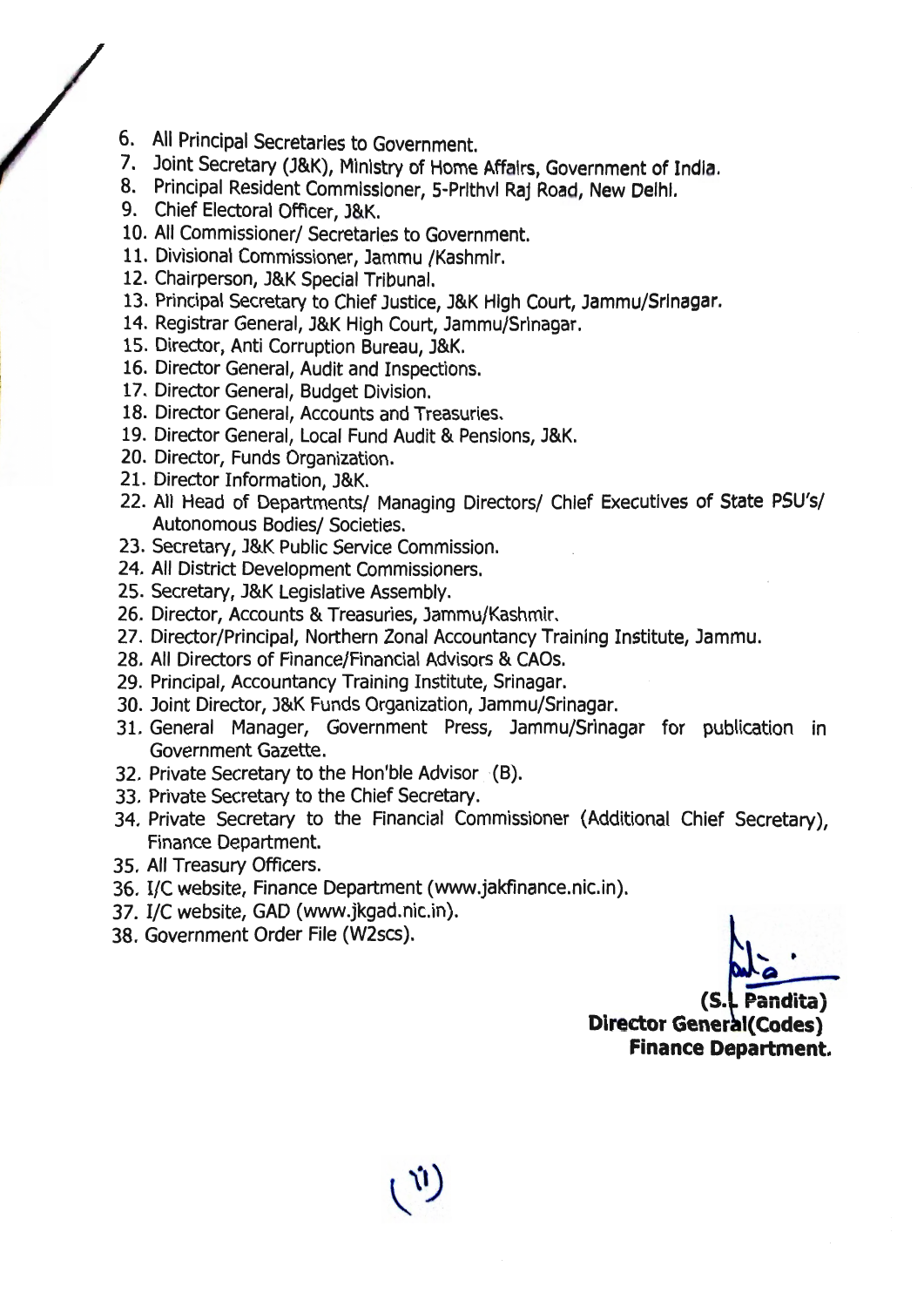6. All Principal Secretaries to Government.
7. Joint Secretary (J&K), Ministry of Home Affairs, Government of India.
8. Principal Resident Commissioner, 5-Prithvi Raj Road, New Delhi.
9. Chief Electoral Officer, J&K.
10. All Commissioner/ Secretaries to Government.
11. Divisional Commissioner, Jammu /Kashmir.
12. Chairperson, J&K Special Tribunal.
13. Principal Secretary to Chief Justice, J&K High Court, Jammu/Srinagar.
14. Registrar General, J&K High Court, Jammu/Srinagar.
15. Director, Anti Corruption Bureau, J&K.
16. Director General, Audit and Inspections.
17. Director General, Budget Division.
18. Director General, Accounts and Treasuries.
19. Director General, Local Fund Audit & Pensions, J&K.
20. Director, Funds Organization.
21. Director Information, J&K.
22. All Head of Departments/ Managing Directors/ Chief Executives of State PSU's/ Autonomous Bodies/ Societies.
23. Secretary, J&K Public Service Commission.
24. All District Development Commissioners.
25. Secretary, J&K Legislative Assembly.
26. Director, Accounts & Treasuries, Jammu/Kashmir.
27. Director/Principal, Northern Zonal Accountancy Training Institute, Jammu.
28. All Directors of Finance/Financial Advisors & CAOs.
29. Principal, Accountancy Training Institute, Srinagar.
30. Joint Director, J&K Funds Organization, Jammu/Srinagar.
31. General Manager, Government Press, Jammu/Srinagar for publication in Government Gazette.
32. Private Secretary to the Hon'ble Advisor (B).
33. Private Secretary to the Chief Secretary.
34. Private Secretary to the Financial Commissioner (Additional Chief Secretary), Finance Department.
35. All Treasury Officers.
36. I/C website, Finance Department (www.jakfinance.nic.in).
37. I/C website, GAD (www.jkgad.nic.in).
38. Government Order File (W2scs).

**(S.L Pandita)**
**Director General(Codes)**
**Finance Department.**